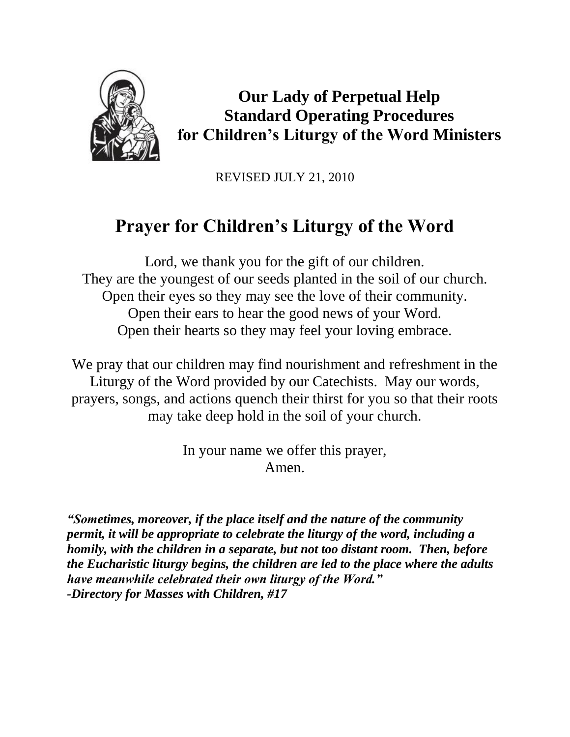# Our Lady of Perpetual Help
# Standard Operating Procedures
# for Children's Liturgy of the Word Ministers

REVISED JULY 21, 2010

## Prayer for Children's Liturgy of the Word

Lord, we thank you for the gift of our children.
They are the youngest of our seeds planted in the soil of our church.
Open their eyes so they may see the love of their community.
Open their ears to hear the good news of your Word.
Open their hearts so they may feel your loving embrace.

We pray that our children may find nourishment and refreshment in the Liturgy of the Word provided by our Catechists. May our words, prayers, songs, and actions quench their thirst for you so that their roots may take deep hold in the soil of your church.

In your name we offer this prayer,
Amen.

***"Sometimes, moreover, if the place itself and the nature of the community permit, it will be appropriate to celebrate the liturgy of the word, including a homily, with the children in a separate, but not too distant room. Then, before the Eucharistic liturgy begins, the children are led to the place where the adults have meanwhile celebrated their own liturgy of the Word."***
***-Directory for Masses with Children, #17***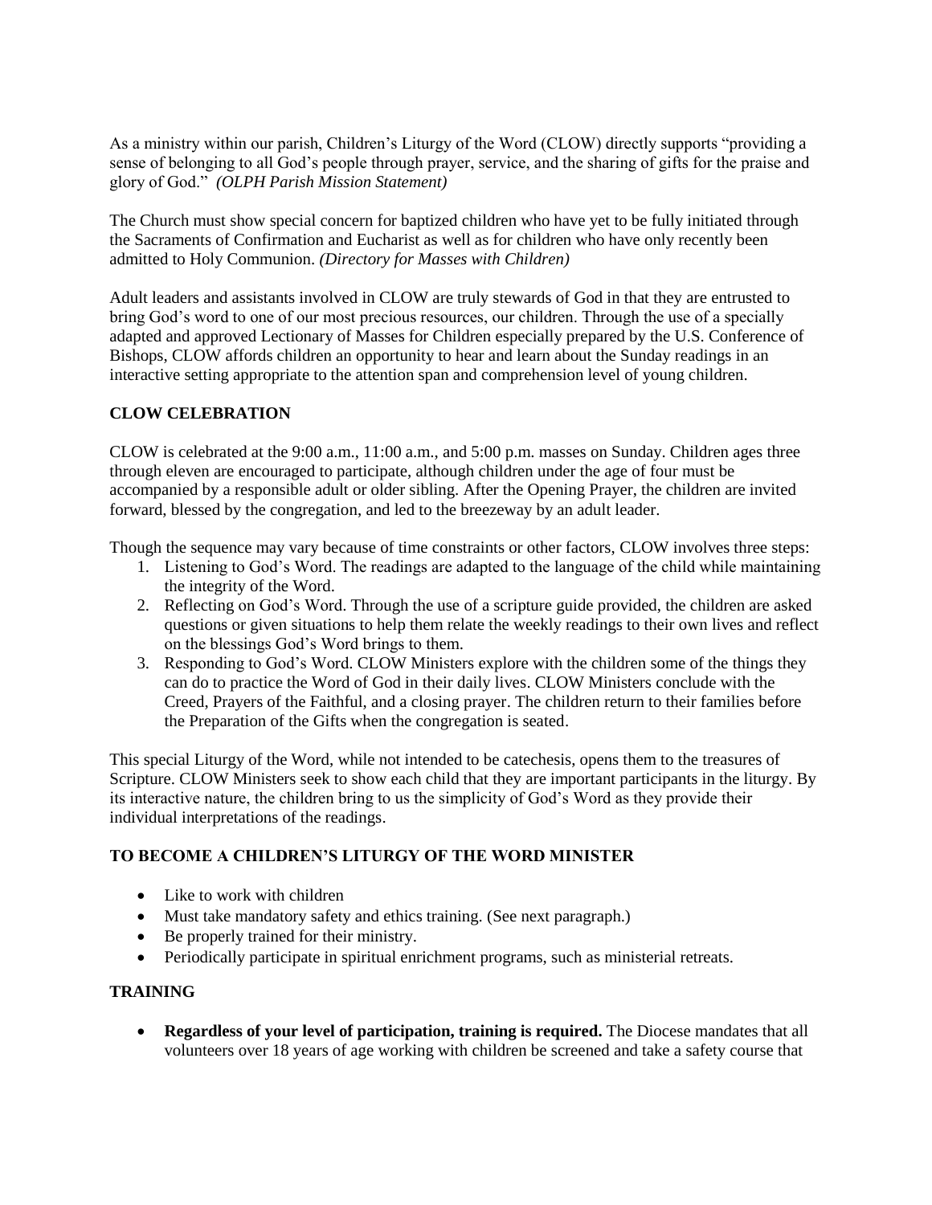As a ministry within our parish, Children's Liturgy of the Word (CLOW) directly supports "providing a sense of belonging to all God's people through prayer, service, and the sharing of gifts for the praise and glory of God." *(OLPH Parish Mission Statement)*

The Church must show special concern for baptized children who have yet to be fully initiated through the Sacraments of Confirmation and Eucharist as well as for children who have only recently been admitted to Holy Communion. *(Directory for Masses with Children)*

Adult leaders and assistants involved in CLOW are truly stewards of God in that they are entrusted to bring God's word to one of our most precious resources, our children. Through the use of a specially adapted and approved Lectionary of Masses for Children especially prepared by the U.S. Conference of Bishops, CLOW affords children an opportunity to hear and learn about the Sunday readings in an interactive setting appropriate to the attention span and comprehension level of young children.

**CLOW CELEBRATION**

CLOW is celebrated at the 9:00 a.m., 11:00 a.m., and 5:00 p.m. masses on Sunday. Children ages three through eleven are encouraged to participate, although children under the age of four must be accompanied by a responsible adult or older sibling. After the Opening Prayer, the children are invited forward, blessed by the congregation, and led to the breezeway by an adult leader.

Though the sequence may vary because of time constraints or other factors, CLOW involves three steps:

1. Listening to God's Word. The readings are adapted to the language of the child while maintaining the integrity of the Word.
2. Reflecting on God's Word. Through the use of a scripture guide provided, the children are asked questions or given situations to help them relate the weekly readings to their own lives and reflect on the blessings God's Word brings to them.
3. Responding to God's Word. CLOW Ministers explore with the children some of the things they can do to practice the Word of God in their daily lives. CLOW Ministers conclude with the Creed, Prayers of the Faithful, and a closing prayer. The children return to their families before the Preparation of the Gifts when the congregation is seated.

This special Liturgy of the Word, while not intended to be catechesis, opens them to the treasures of Scripture. CLOW Ministers seek to show each child that they are important participants in the liturgy. By its interactive nature, the children bring to us the simplicity of God's Word as they provide their individual interpretations of the readings.

**TO BECOME A CHILDREN'S LITURGY OF THE WORD MINISTER**

- Like to work with children
- Must take mandatory safety and ethics training. (See next paragraph.)
- Be properly trained for their ministry.
- Periodically participate in spiritual enrichment programs, such as ministerial retreats.

**TRAINING**

- **Regardless of your level of participation, training is required.** The Diocese mandates that all volunteers over 18 years of age working with children be screened and take a safety course that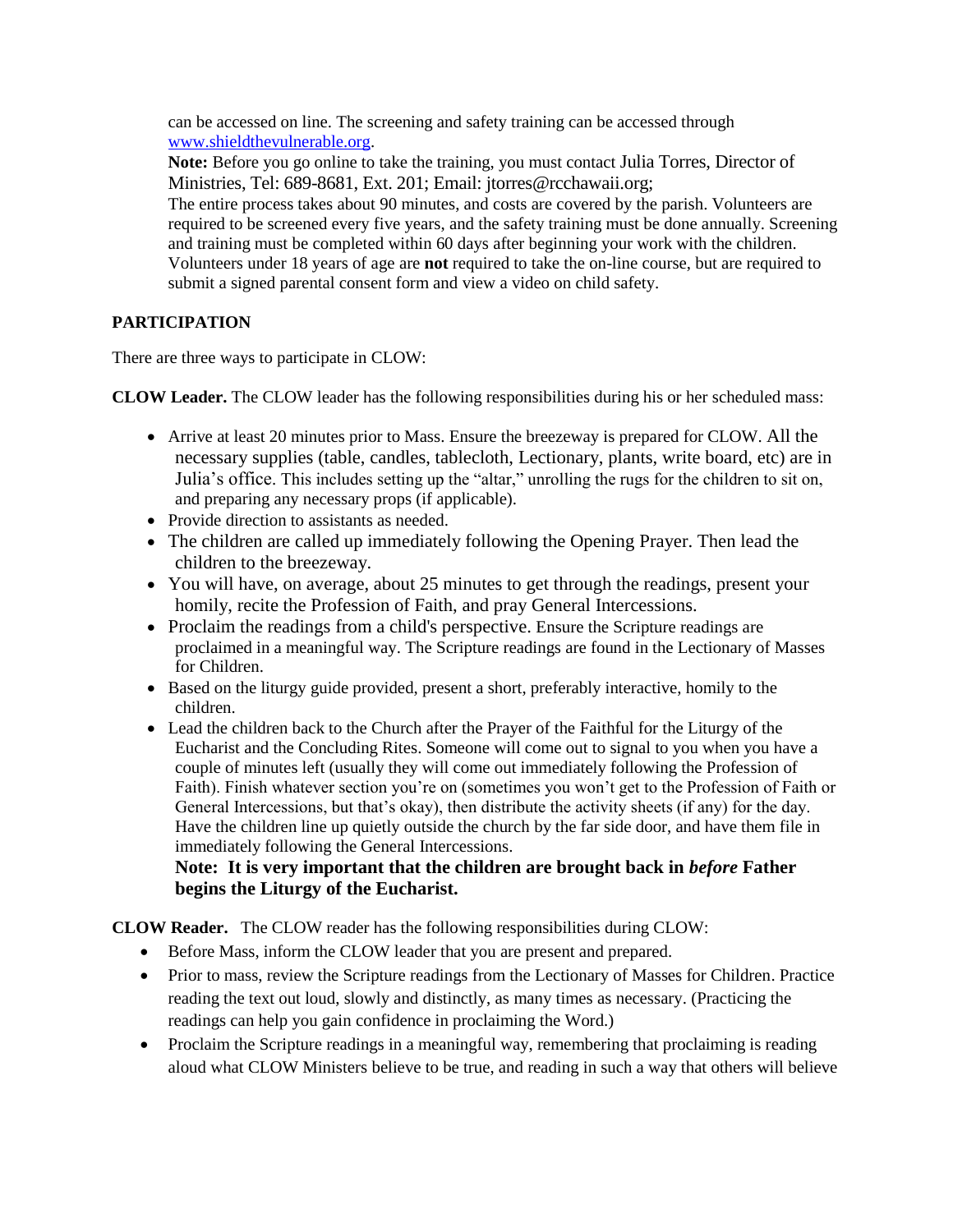can be accessed on line. The screening and safety training can be accessed through [www.shieldthevulnerable.org](http://www.shieldthevulnerable.org).

**Note:** Before you go online to take the training, you must contact Julia Torres, Director of Ministries, Tel: 689-8681, Ext. 201; Email: jtorres@rcchawaii.org;

The entire process takes about 90 minutes, and costs are covered by the parish. Volunteers are required to be screened every five years, and the safety training must be done annually. Screening and training must be completed within 60 days after beginning your work with the children. Volunteers under 18 years of age are **not** required to take the on-line course, but are required to submit a signed parental consent form and view a video on child safety.

## PARTICIPATION

There are three ways to participate in CLOW:

**CLOW Leader.** The CLOW leader has the following responsibilities during his or her scheduled mass:

- Arrive at least 20 minutes prior to Mass. Ensure the breezeway is prepared for CLOW. All the necessary supplies (table, candles, tablecloth, Lectionary, plants, write board, etc) are in Julia's office. This includes setting up the "altar," unrolling the rugs for the children to sit on, and preparing any necessary props (if applicable).
- Provide direction to assistants as needed.
- The children are called up immediately following the Opening Prayer. Then lead the children to the breezeway.
- You will have, on average, about 25 minutes to get through the readings, present your homily, recite the Profession of Faith, and pray General Intercessions.
- Proclaim the readings from a child's perspective. Ensure the Scripture readings are proclaimed in a meaningful way. The Scripture readings are found in the Lectionary of Masses for Children.
- Based on the liturgy guide provided, present a short, preferably interactive, homily to the children.
- Lead the children back to the Church after the Prayer of the Faithful for the Liturgy of the Eucharist and the Concluding Rites. Someone will come out to signal to you when you have a couple of minutes left (usually they will come out immediately following the Profession of Faith). Finish whatever section you're on (sometimes you won't get to the Profession of Faith or General Intercessions, but that's okay), then distribute the activity sheets (if any) for the day. Have the children line up quietly outside the church by the far side door, and have them file in immediately following the General Intercessions.

  **Note: It is very important that the children are brought back in *before* Father begins the Liturgy of the Eucharist.**

**CLOW Reader.** The CLOW reader has the following responsibilities during CLOW:

- Before Mass, inform the CLOW leader that you are present and prepared.
- Prior to mass, review the Scripture readings from the Lectionary of Masses for Children. Practice reading the text out loud, slowly and distinctly, as many times as necessary. (Practicing the readings can help you gain confidence in proclaiming the Word.)
- Proclaim the Scripture readings in a meaningful way, remembering that proclaiming is reading aloud what CLOW Ministers believe to be true, and reading in such a way that others will believe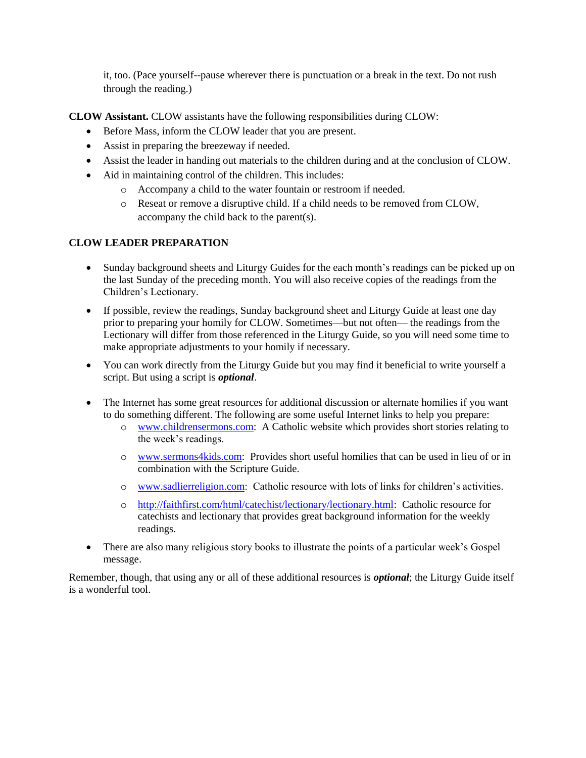it, too. (Pace yourself--pause wherever there is punctuation or a break in the text. Do not rush through the reading.)

**CLOW Assistant.** CLOW assistants have the following responsibilities during CLOW:

- Before Mass, inform the CLOW leader that you are present.
- Assist in preparing the breezeway if needed.
- Assist the leader in handing out materials to the children during and at the conclusion of CLOW.
- Aid in maintaining control of the children. This includes:
  - Accompany a child to the water fountain or restroom if needed.
  - Reseat or remove a disruptive child. If a child needs to be removed from CLOW, accompany the child back to the parent(s).

## CLOW LEADER PREPARATION

- Sunday background sheets and Liturgy Guides for the each month's readings can be picked up on the last Sunday of the preceding month. You will also receive copies of the readings from the Children's Lectionary.
- If possible, review the readings, Sunday background sheet and Liturgy Guide at least one day prior to preparing your homily for CLOW. Sometimes—but not often— the readings from the Lectionary will differ from those referenced in the Liturgy Guide, so you will need some time to make appropriate adjustments to your homily if necessary.
- You can work directly from the Liturgy Guide but you may find it beneficial to write yourself a script. But using a script is ***optional***.
- The Internet has some great resources for additional discussion or alternate homilies if you want to do something different. The following are some useful Internet links to help you prepare:
  - www.childrensermons.com: A Catholic website which provides short stories relating to the week's readings.
  - www.sermons4kids.com: Provides short useful homilies that can be used in lieu of or in combination with the Scripture Guide.
  - www.sadlierreligion.com: Catholic resource with lots of links for children's activities.
  - http://faithfirst.com/html/catechist/lectionary/lectionary.html: Catholic resource for catechists and lectionary that provides great background information for the weekly readings.
- There are also many religious story books to illustrate the points of a particular week's Gospel message.

Remember, though, that using any or all of these additional resources is ***optional***; the Liturgy Guide itself is a wonderful tool.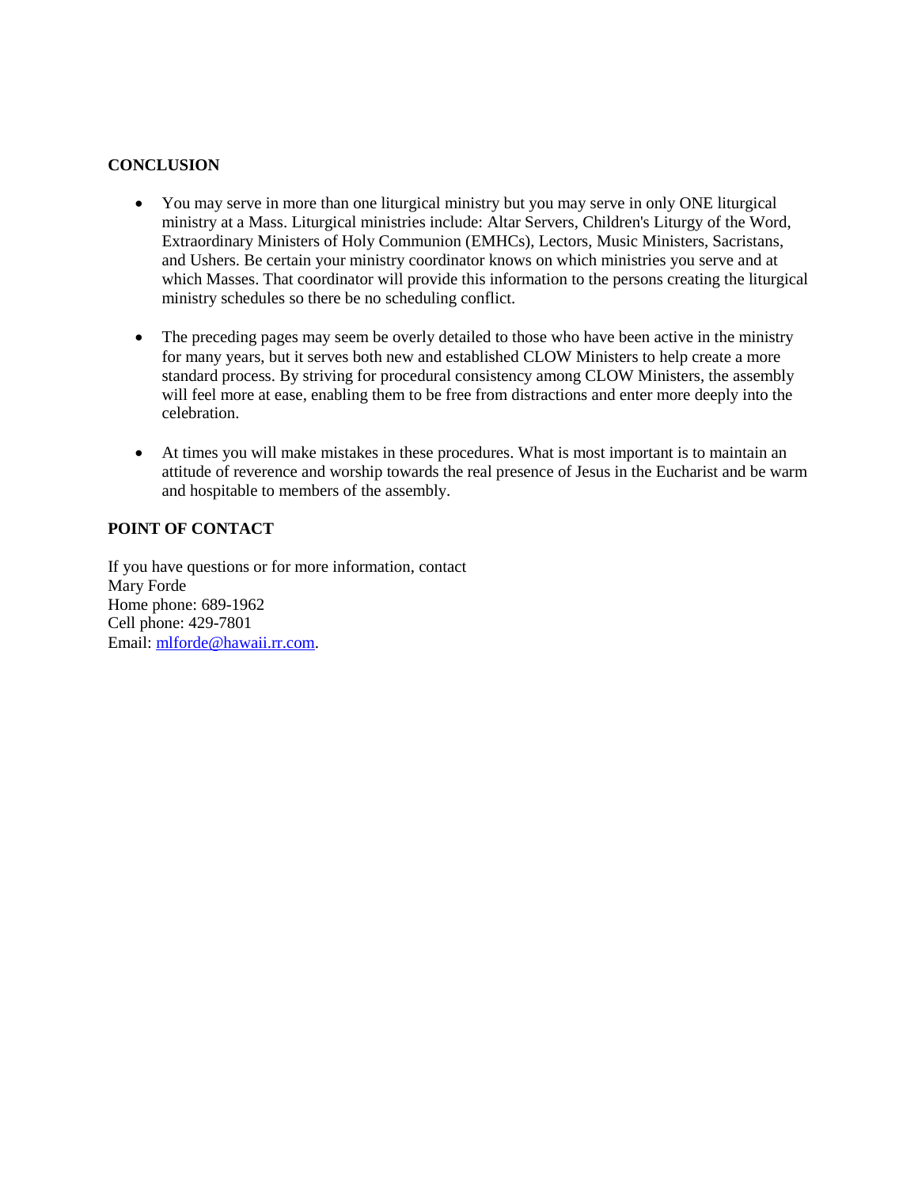## CONCLUSION

- You may serve in more than one liturgical ministry but you may serve in only ONE liturgical ministry at a Mass. Liturgical ministries include: Altar Servers, Children's Liturgy of the Word, Extraordinary Ministers of Holy Communion (EMHCs), Lectors, Music Ministers, Sacristans, and Ushers. Be certain your ministry coordinator knows on which ministries you serve and at which Masses. That coordinator will provide this information to the persons creating the liturgical ministry schedules so there be no scheduling conflict.

- The preceding pages may seem be overly detailed to those who have been active in the ministry for many years, but it serves both new and established CLOW Ministers to help create a more standard process. By striving for procedural consistency among CLOW Ministers, the assembly will feel more at ease, enabling them to be free from distractions and enter more deeply into the celebration.

- At times you will make mistakes in these procedures. What is most important is to maintain an attitude of reverence and worship towards the real presence of Jesus in the Eucharist and be warm and hospitable to members of the assembly.

## POINT OF CONTACT

If you have questions or for more information, contact
Mary Forde
Home phone: 689-1962
Cell phone: 429-7801
Email: mlforde@hawaii.rr.com.